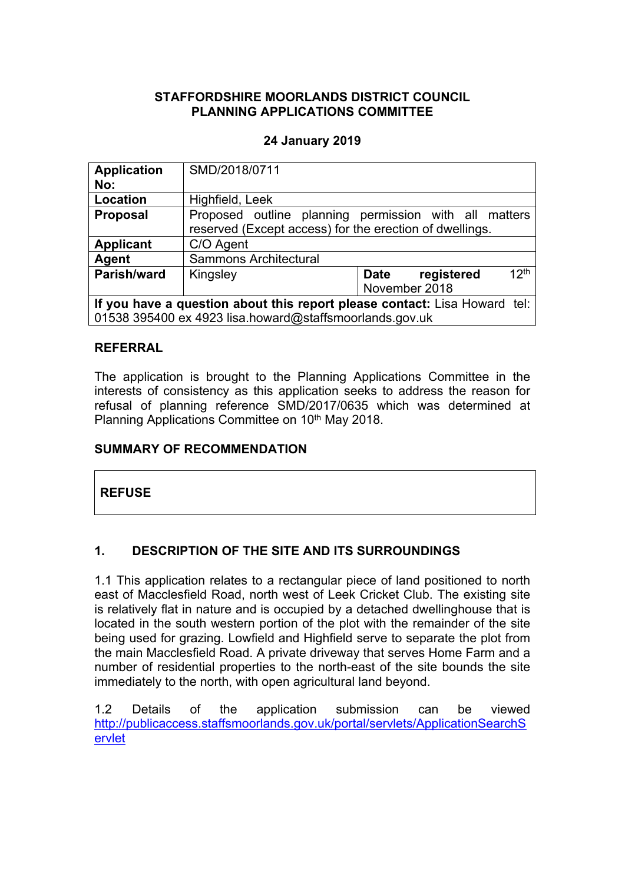# STAFFORDSHIRE MOORLANDS DISTRICT COUNCIL
# PLANNING APPLICATIONS COMMITTEE

**24 January 2019**

| **Application No:** | SMD/2018/0711 | | |
|---|---|---|---|
| **Location** | Highfield, Leek | | |
| **Proposal** | Proposed outline planning permission with all matters reserved (Except access) for the erection of dwellings. | | |
| **Applicant** | C/O Agent | | |
| **Agent** | Sammons Architectural | | |
| **Parish/ward** | Kingsley | **Date registered** | 12th November 2018 |
| **If you have a question about this report please contact:** Lisa Howard tel: 01538 395400 ex 4923 lisa.howard@staffsmoorlands.gov.uk | | | |

## REFERRAL

The application is brought to the Planning Applications Committee in the interests of consistency as this application seeks to address the reason for refusal of planning reference SMD/2017/0635 which was determined at Planning Applications Committee on 10th May 2018.

## SUMMARY OF RECOMMENDATION

| **REFUSE** |
|---|

## 1. DESCRIPTION OF THE SITE AND ITS SURROUNDINGS

1.1 This application relates to a rectangular piece of land positioned to north east of Macclesfield Road, north west of Leek Cricket Club. The existing site is relatively flat in nature and is occupied by a detached dwellinghouse that is located in the south western portion of the plot with the remainder of the site being used for grazing. Lowfield and Highfield serve to separate the plot from the main Macclesfield Road. A private driveway that serves Home Farm and a number of residential properties to the north-east of the site bounds the site immediately to the north, with open agricultural land beyond.

1.2 Details of the application submission can be viewed http://publicaccess.staffsmoorlands.gov.uk/portal/servlets/ApplicationSearchServlet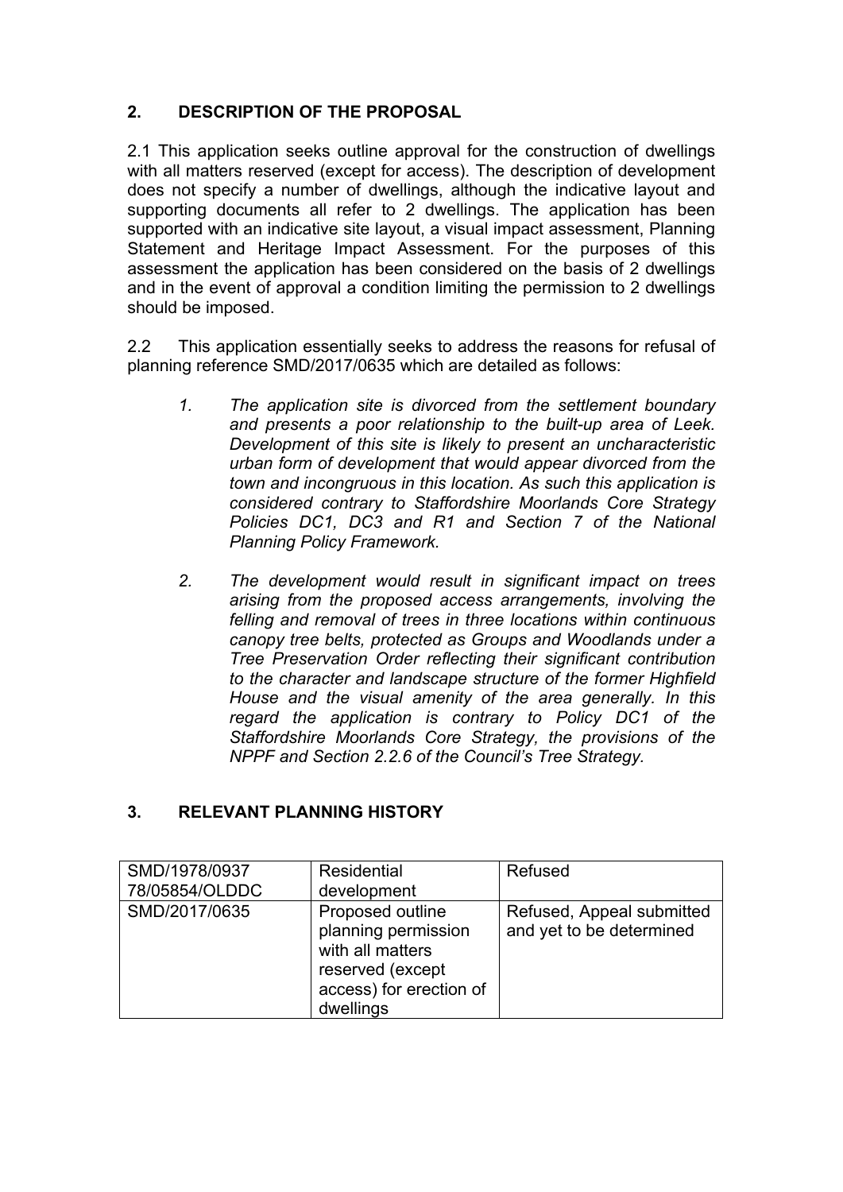## 2. DESCRIPTION OF THE PROPOSAL

2.1 This application seeks outline approval for the construction of dwellings with all matters reserved (except for access). The description of development does not specify a number of dwellings, although the indicative layout and supporting documents all refer to 2 dwellings. The application has been supported with an indicative site layout, a visual impact assessment, Planning Statement and Heritage Impact Assessment. For the purposes of this assessment the application has been considered on the basis of 2 dwellings and in the event of approval a condition limiting the permission to 2 dwellings should be imposed.

2.2 This application essentially seeks to address the reasons for refusal of planning reference SMD/2017/0635 which are detailed as follows:

1. *The application site is divorced from the settlement boundary and presents a poor relationship to the built-up area of Leek. Development of this site is likely to present an uncharacteristic urban form of development that would appear divorced from the town and incongruous in this location. As such this application is considered contrary to Staffordshire Moorlands Core Strategy Policies DC1, DC3 and R1 and Section 7 of the National Planning Policy Framework.*

2. *The development would result in significant impact on trees arising from the proposed access arrangements, involving the felling and removal of trees in three locations within continuous canopy tree belts, protected as Groups and Woodlands under a Tree Preservation Order reflecting their significant contribution to the character and landscape structure of the former Highfield House and the visual amenity of the area generally. In this regard the application is contrary to Policy DC1 of the Staffordshire Moorlands Core Strategy, the provisions of the NPPF and Section 2.2.6 of the Council's Tree Strategy.*

## 3. RELEVANT PLANNING HISTORY

| | | |
|---|---|---|
| SMD/1978/0937 78/05854/OLDDC | Residential development | Refused |
| SMD/2017/0635 | Proposed outline planning permission with all matters reserved (except access) for erection of dwellings | Refused, Appeal submitted and yet to be determined |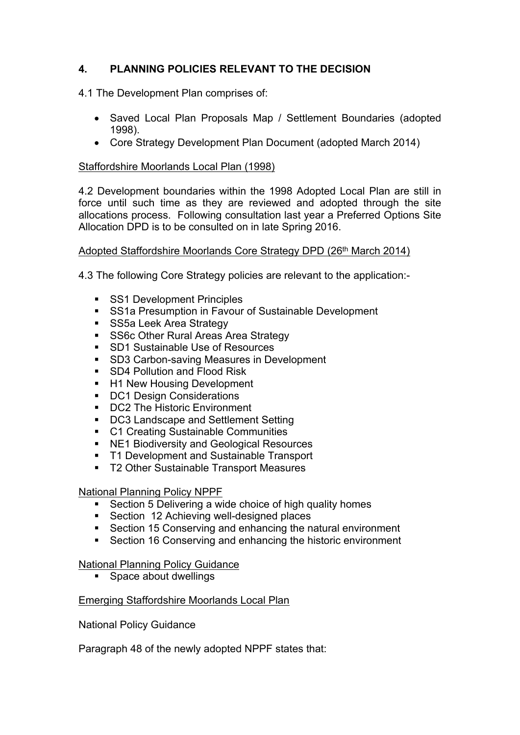## 4. PLANNING POLICIES RELEVANT TO THE DECISION

4.1 The Development Plan comprises of:

- Saved Local Plan Proposals Map / Settlement Boundaries (adopted 1998).
- Core Strategy Development Plan Document (adopted March 2014)

Staffordshire Moorlands Local Plan (1998)

4.2 Development boundaries within the 1998 Adopted Local Plan are still in force until such time as they are reviewed and adopted through the site allocations process. Following consultation last year a Preferred Options Site Allocation DPD is to be consulted on in late Spring 2016.

Adopted Staffordshire Moorlands Core Strategy DPD (26th March 2014)

4.3 The following Core Strategy policies are relevant to the application:-

- SS1 Development Principles
- SS1a Presumption in Favour of Sustainable Development
- SS5a Leek Area Strategy
- SS6c Other Rural Areas Area Strategy
- SD1 Sustainable Use of Resources
- SD3 Carbon-saving Measures in Development
- SD4 Pollution and Flood Risk
- H1 New Housing Development
- DC1 Design Considerations
- DC2 The Historic Environment
- DC3 Landscape and Settlement Setting
- C1 Creating Sustainable Communities
- NE1 Biodiversity and Geological Resources
- T1 Development and Sustainable Transport
- T2 Other Sustainable Transport Measures

National Planning Policy NPPF

- Section 5 Delivering a wide choice of high quality homes
- Section 12 Achieving well-designed places
- Section 15 Conserving and enhancing the natural environment
- Section 16 Conserving and enhancing the historic environment

National Planning Policy Guidance

- Space about dwellings

Emerging Staffordshire Moorlands Local Plan

National Policy Guidance

Paragraph 48 of the newly adopted NPPF states that: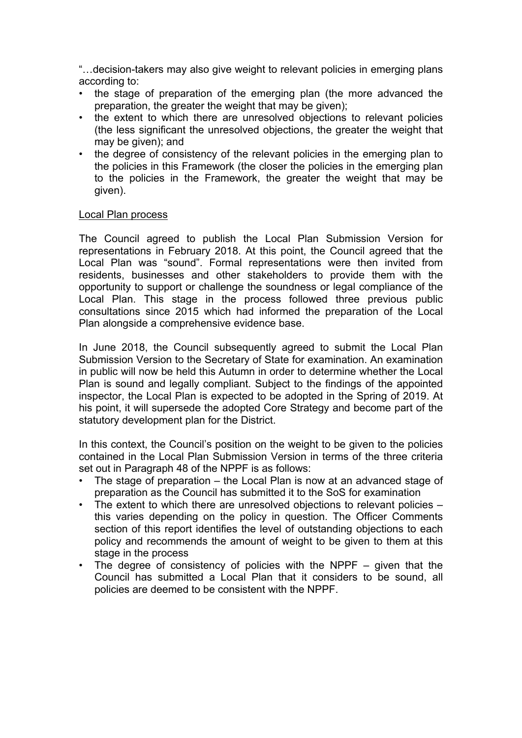"…decision-takers may also give weight to relevant policies in emerging plans according to:

- the stage of preparation of the emerging plan (the more advanced the preparation, the greater the weight that may be given);
- the extent to which there are unresolved objections to relevant policies (the less significant the unresolved objections, the greater the weight that may be given); and
- the degree of consistency of the relevant policies in the emerging plan to the policies in this Framework (the closer the policies in the emerging plan to the policies in the Framework, the greater the weight that may be given).

<u>Local Plan process</u>

The Council agreed to publish the Local Plan Submission Version for representations in February 2018. At this point, the Council agreed that the Local Plan was "sound". Formal representations were then invited from residents, businesses and other stakeholders to provide them with the opportunity to support or challenge the soundness or legal compliance of the Local Plan. This stage in the process followed three previous public consultations since 2015 which had informed the preparation of the Local Plan alongside a comprehensive evidence base.

In June 2018, the Council subsequently agreed to submit the Local Plan Submission Version to the Secretary of State for examination. An examination in public will now be held this Autumn in order to determine whether the Local Plan is sound and legally compliant. Subject to the findings of the appointed inspector, the Local Plan is expected to be adopted in the Spring of 2019. At his point, it will supersede the adopted Core Strategy and become part of the statutory development plan for the District.

In this context, the Council's position on the weight to be given to the policies contained in the Local Plan Submission Version in terms of the three criteria set out in Paragraph 48 of the NPPF is as follows:

- The stage of preparation – the Local Plan is now at an advanced stage of preparation as the Council has submitted it to the SoS for examination
- The extent to which there are unresolved objections to relevant policies – this varies depending on the policy in question. The Officer Comments section of this report identifies the level of outstanding objections to each policy and recommends the amount of weight to be given to them at this stage in the process
- The degree of consistency of policies with the NPPF – given that the Council has submitted a Local Plan that it considers to be sound, all policies are deemed to be consistent with the NPPF.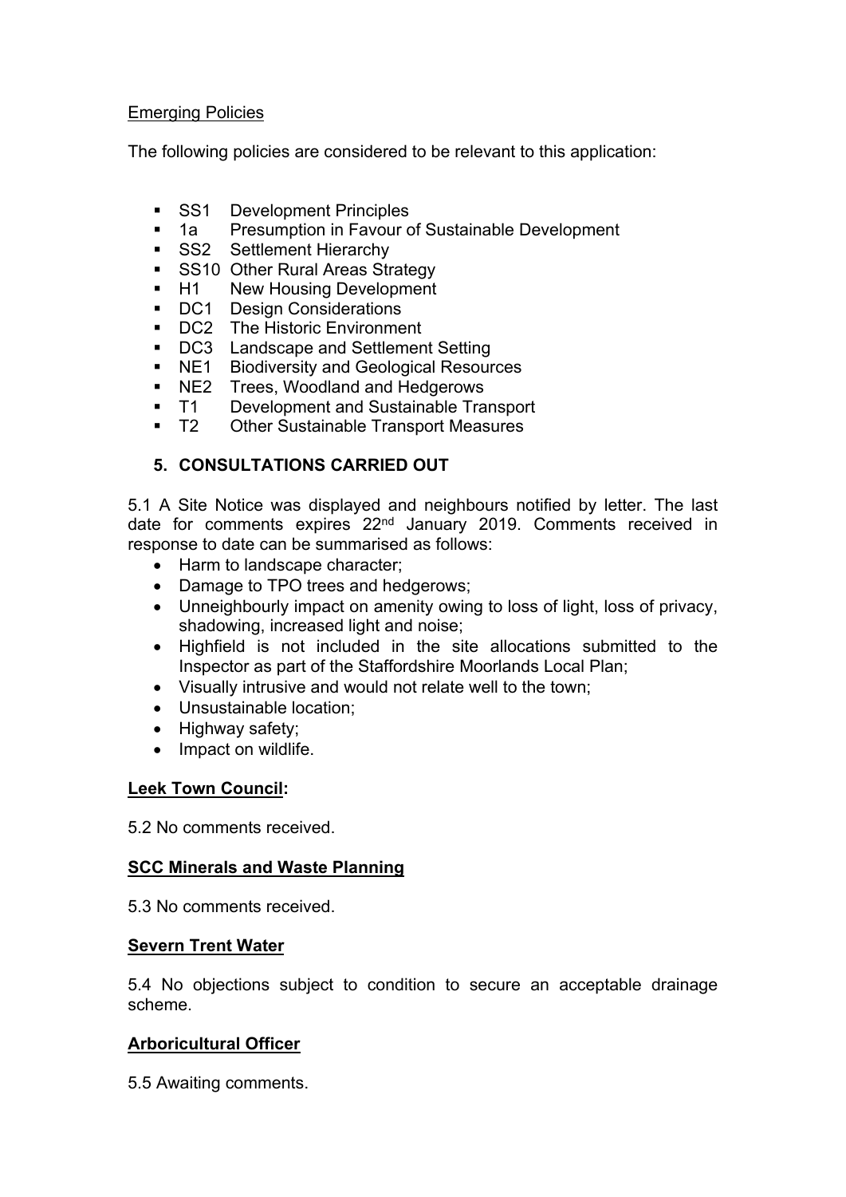Emerging Policies

The following policies are considered to be relevant to this application:

- SS1 Development Principles
- 1a Presumption in Favour of Sustainable Development
- SS2 Settlement Hierarchy
- SS10 Other Rural Areas Strategy
- H1 New Housing Development
- DC1 Design Considerations
- DC2 The Historic Environment
- DC3 Landscape and Settlement Setting
- NE1 Biodiversity and Geological Resources
- NE2 Trees, Woodland and Hedgerows
- T1 Development and Sustainable Transport
- T2 Other Sustainable Transport Measures

## 5. CONSULTATIONS CARRIED OUT

5.1 A Site Notice was displayed and neighbours notified by letter. The last date for comments expires 22nd January 2019. Comments received in response to date can be summarised as follows:

- Harm to landscape character;
- Damage to TPO trees and hedgerows;
- Unneighbourly impact on amenity owing to loss of light, loss of privacy, shadowing, increased light and noise;
- Highfield is not included in the site allocations submitted to the Inspector as part of the Staffordshire Moorlands Local Plan;
- Visually intrusive and would not relate well to the town;
- Unsustainable location;
- Highway safety;
- Impact on wildlife.

**Leek Town Council:**

5.2 No comments received.

**SCC Minerals and Waste Planning**

5.3 No comments received.

**Severn Trent Water**

5.4 No objections subject to condition to secure an acceptable drainage scheme.

**Arboricultural Officer**

5.5 Awaiting comments.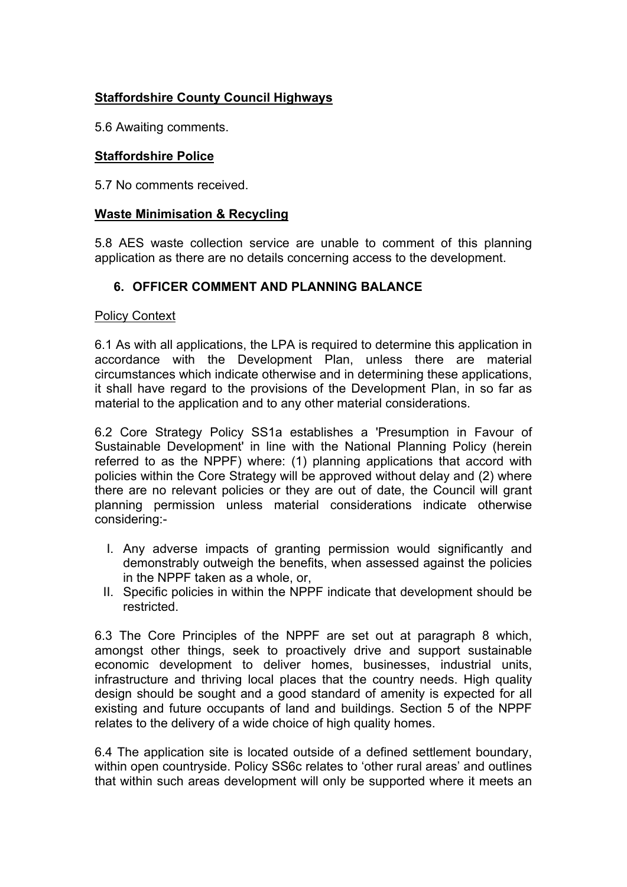**Staffordshire County Council Highways**

5.6 Awaiting comments.

**Staffordshire Police**

5.7 No comments received.

**Waste Minimisation & Recycling**

5.8 AES waste collection service are unable to comment of this planning application as there are no details concerning access to the development.

## 6. OFFICER COMMENT AND PLANNING BALANCE

Policy Context

6.1 As with all applications, the LPA is required to determine this application in accordance with the Development Plan, unless there are material circumstances which indicate otherwise and in determining these applications, it shall have regard to the provisions of the Development Plan, in so far as material to the application and to any other material considerations.

6.2 Core Strategy Policy SS1a establishes a 'Presumption in Favour of Sustainable Development' in line with the National Planning Policy (herein referred to as the NPPF) where: (1) planning applications that accord with policies within the Core Strategy will be approved without delay and (2) where there are no relevant policies or they are out of date, the Council will grant planning permission unless material considerations indicate otherwise considering:-

I. Any adverse impacts of granting permission would significantly and demonstrably outweigh the benefits, when assessed against the policies in the NPPF taken as a whole, or,
II. Specific policies in within the NPPF indicate that development should be restricted.

6.3 The Core Principles of the NPPF are set out at paragraph 8 which, amongst other things, seek to proactively drive and support sustainable economic development to deliver homes, businesses, industrial units, infrastructure and thriving local places that the country needs. High quality design should be sought and a good standard of amenity is expected for all existing and future occupants of land and buildings. Section 5 of the NPPF relates to the delivery of a wide choice of high quality homes.

6.4 The application site is located outside of a defined settlement boundary, within open countryside. Policy SS6c relates to 'other rural areas' and outlines that within such areas development will only be supported where it meets an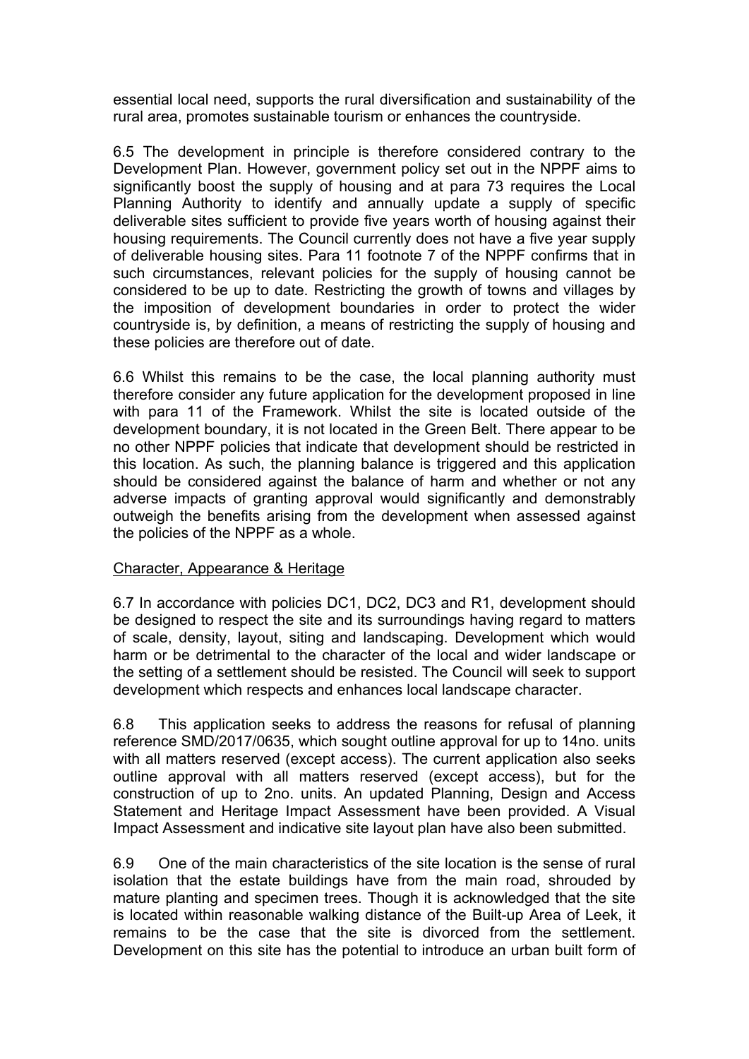essential local need, supports the rural diversification and sustainability of the rural area, promotes sustainable tourism or enhances the countryside.

6.5 The development in principle is therefore considered contrary to the Development Plan. However, government policy set out in the NPPF aims to significantly boost the supply of housing and at para 73 requires the Local Planning Authority to identify and annually update a supply of specific deliverable sites sufficient to provide five years worth of housing against their housing requirements. The Council currently does not have a five year supply of deliverable housing sites. Para 11 footnote 7 of the NPPF confirms that in such circumstances, relevant policies for the supply of housing cannot be considered to be up to date. Restricting the growth of towns and villages by the imposition of development boundaries in order to protect the wider countryside is, by definition, a means of restricting the supply of housing and these policies are therefore out of date.

6.6 Whilst this remains to be the case, the local planning authority must therefore consider any future application for the development proposed in line with para 11 of the Framework. Whilst the site is located outside of the development boundary, it is not located in the Green Belt. There appear to be no other NPPF policies that indicate that development should be restricted in this location. As such, the planning balance is triggered and this application should be considered against the balance of harm and whether or not any adverse impacts of granting approval would significantly and demonstrably outweigh the benefits arising from the development when assessed against the policies of the NPPF as a whole.

Character, Appearance & Heritage

6.7 In accordance with policies DC1, DC2, DC3 and R1, development should be designed to respect the site and its surroundings having regard to matters of scale, density, layout, siting and landscaping. Development which would harm or be detrimental to the character of the local and wider landscape or the setting of a settlement should be resisted. The Council will seek to support development which respects and enhances local landscape character.

6.8 This application seeks to address the reasons for refusal of planning reference SMD/2017/0635, which sought outline approval for up to 14no. units with all matters reserved (except access). The current application also seeks outline approval with all matters reserved (except access), but for the construction of up to 2no. units. An updated Planning, Design and Access Statement and Heritage Impact Assessment have been provided. A Visual Impact Assessment and indicative site layout plan have also been submitted.

6.9 One of the main characteristics of the site location is the sense of rural isolation that the estate buildings have from the main road, shrouded by mature planting and specimen trees. Though it is acknowledged that the site is located within reasonable walking distance of the Built-up Area of Leek, it remains to be the case that the site is divorced from the settlement. Development on this site has the potential to introduce an urban built form of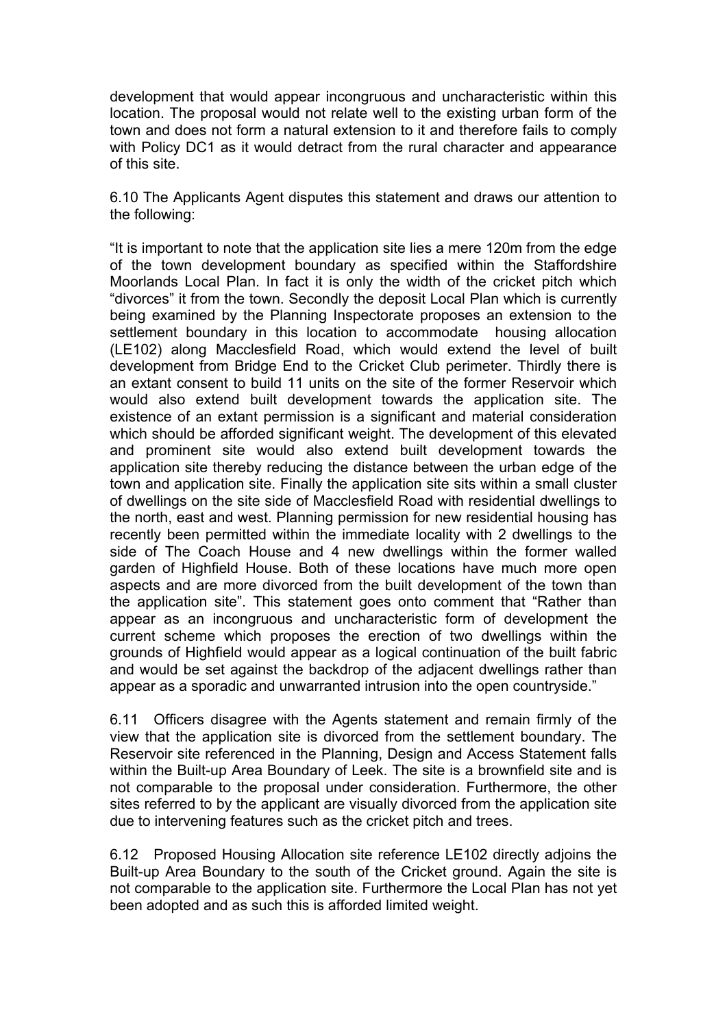development that would appear incongruous and uncharacteristic within this location. The proposal would not relate well to the existing urban form of the town and does not form a natural extension to it and therefore fails to comply with Policy DC1 as it would detract from the rural character and appearance of this site.

6.10 The Applicants Agent disputes this statement and draws our attention to the following:

"It is important to note that the application site lies a mere 120m from the edge of the town development boundary as specified within the Staffordshire Moorlands Local Plan. In fact it is only the width of the cricket pitch which "divorces" it from the town. Secondly the deposit Local Plan which is currently being examined by the Planning Inspectorate proposes an extension to the settlement boundary in this location to accommodate housing allocation (LE102) along Macclesfield Road, which would extend the level of built development from Bridge End to the Cricket Club perimeter. Thirdly there is an extant consent to build 11 units on the site of the former Reservoir which would also extend built development towards the application site. The existence of an extant permission is a significant and material consideration which should be afforded significant weight. The development of this elevated and prominent site would also extend built development towards the application site thereby reducing the distance between the urban edge of the town and application site. Finally the application site sits within a small cluster of dwellings on the site side of Macclesfield Road with residential dwellings to the north, east and west. Planning permission for new residential housing has recently been permitted within the immediate locality with 2 dwellings to the side of The Coach House and 4 new dwellings within the former walled garden of Highfield House. Both of these locations have much more open aspects and are more divorced from the built development of the town than the application site". This statement goes onto comment that "Rather than appear as an incongruous and uncharacteristic form of development the current scheme which proposes the erection of two dwellings within the grounds of Highfield would appear as a logical continuation of the built fabric and would be set against the backdrop of the adjacent dwellings rather than appear as a sporadic and unwarranted intrusion into the open countryside."

6.11 Officers disagree with the Agents statement and remain firmly of the view that the application site is divorced from the settlement boundary. The Reservoir site referenced in the Planning, Design and Access Statement falls within the Built-up Area Boundary of Leek. The site is a brownfield site and is not comparable to the proposal under consideration. Furthermore, the other sites referred to by the applicant are visually divorced from the application site due to intervening features such as the cricket pitch and trees.

6.12 Proposed Housing Allocation site reference LE102 directly adjoins the Built-up Area Boundary to the south of the Cricket ground. Again the site is not comparable to the application site. Furthermore the Local Plan has not yet been adopted and as such this is afforded limited weight.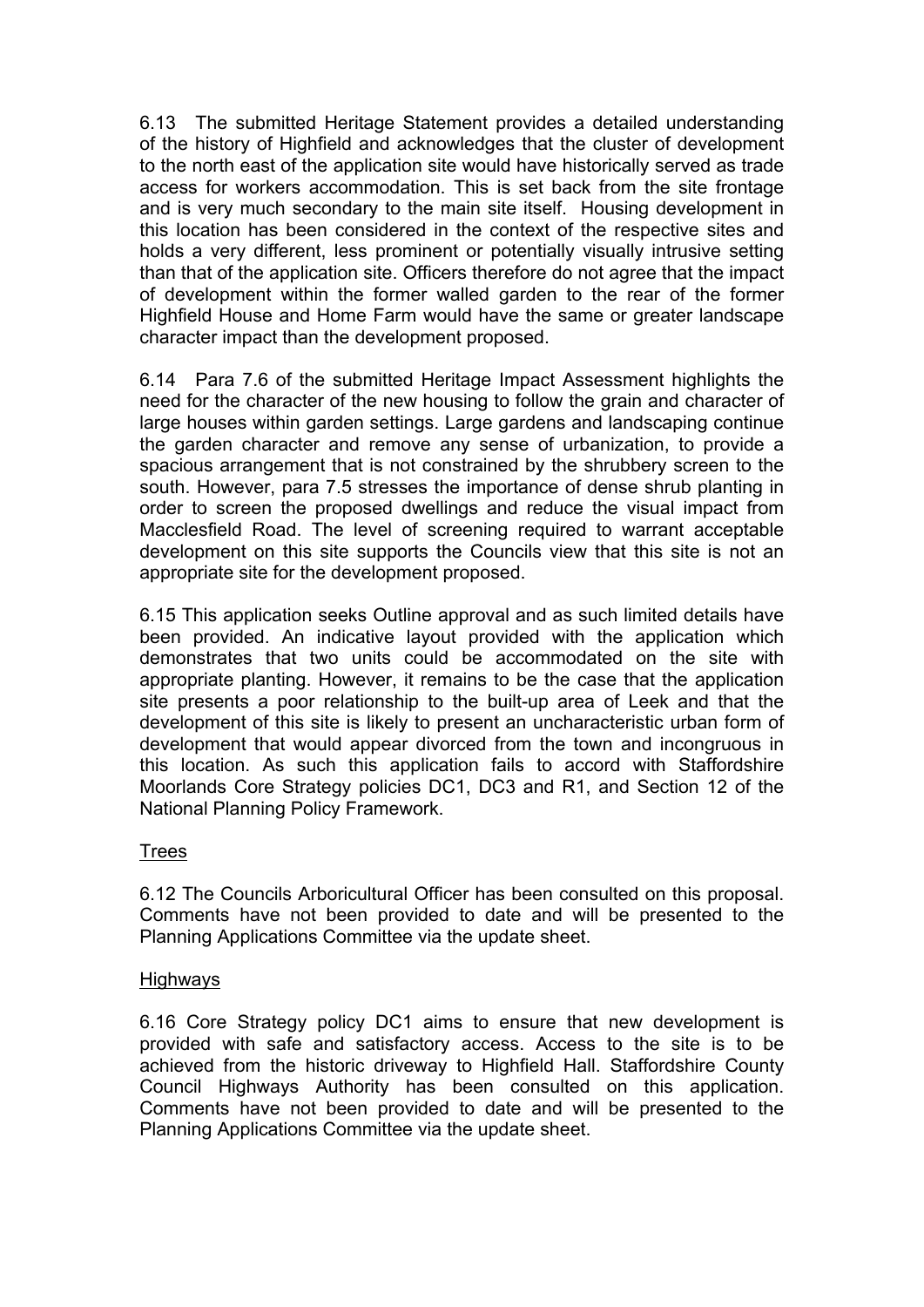6.13 The submitted Heritage Statement provides a detailed understanding of the history of Highfield and acknowledges that the cluster of development to the north east of the application site would have historically served as trade access for workers accommodation. This is set back from the site frontage and is very much secondary to the main site itself. Housing development in this location has been considered in the context of the respective sites and holds a very different, less prominent or potentially visually intrusive setting than that of the application site. Officers therefore do not agree that the impact of development within the former walled garden to the rear of the former Highfield House and Home Farm would have the same or greater landscape character impact than the development proposed.

6.14 Para 7.6 of the submitted Heritage Impact Assessment highlights the need for the character of the new housing to follow the grain and character of large houses within garden settings. Large gardens and landscaping continue the garden character and remove any sense of urbanization, to provide a spacious arrangement that is not constrained by the shrubbery screen to the south. However, para 7.5 stresses the importance of dense shrub planting in order to screen the proposed dwellings and reduce the visual impact from Macclesfield Road. The level of screening required to warrant acceptable development on this site supports the Councils view that this site is not an appropriate site for the development proposed.

6.15 This application seeks Outline approval and as such limited details have been provided. An indicative layout provided with the application which demonstrates that two units could be accommodated on the site with appropriate planting. However, it remains to be the case that the application site presents a poor relationship to the built-up area of Leek and that the development of this site is likely to present an uncharacteristic urban form of development that would appear divorced from the town and incongruous in this location. As such this application fails to accord with Staffordshire Moorlands Core Strategy policies DC1, DC3 and R1, and Section 12 of the National Planning Policy Framework.

Trees

6.12 The Councils Arboricultural Officer has been consulted on this proposal. Comments have not been provided to date and will be presented to the Planning Applications Committee via the update sheet.

Highways

6.16 Core Strategy policy DC1 aims to ensure that new development is provided with safe and satisfactory access. Access to the site is to be achieved from the historic driveway to Highfield Hall. Staffordshire County Council Highways Authority has been consulted on this application. Comments have not been provided to date and will be presented to the Planning Applications Committee via the update sheet.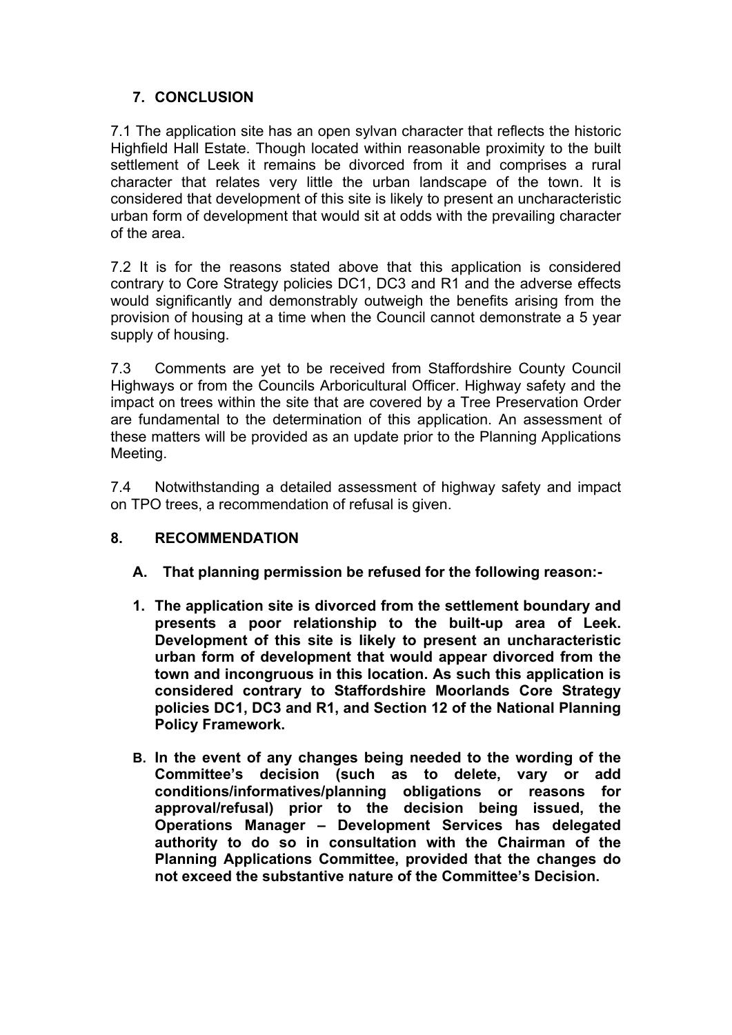## 7. CONCLUSION

7.1 The application site has an open sylvan character that reflects the historic Highfield Hall Estate. Though located within reasonable proximity to the built settlement of Leek it remains be divorced from it and comprises a rural character that relates very little the urban landscape of the town. It is considered that development of this site is likely to present an uncharacteristic urban form of development that would sit at odds with the prevailing character of the area.

7.2 It is for the reasons stated above that this application is considered contrary to Core Strategy policies DC1, DC3 and R1 and the adverse effects would significantly and demonstrably outweigh the benefits arising from the provision of housing at a time when the Council cannot demonstrate a 5 year supply of housing.

7.3 Comments are yet to be received from Staffordshire County Council Highways or from the Councils Arboricultural Officer. Highway safety and the impact on trees within the site that are covered by a Tree Preservation Order are fundamental to the determination of this application. An assessment of these matters will be provided as an update prior to the Planning Applications Meeting.

7.4 Notwithstanding a detailed assessment of highway safety and impact on TPO trees, a recommendation of refusal is given.

## 8. RECOMMENDATION

**A. That planning permission be refused for the following reason:-**

**1. The application site is divorced from the settlement boundary and presents a poor relationship to the built-up area of Leek. Development of this site is likely to present an uncharacteristic urban form of development that would appear divorced from the town and incongruous in this location. As such this application is considered contrary to Staffordshire Moorlands Core Strategy policies DC1, DC3 and R1, and Section 12 of the National Planning Policy Framework.**

**B. In the event of any changes being needed to the wording of the Committee's decision (such as to delete, vary or add conditions/informatives/planning obligations or reasons for approval/refusal) prior to the decision being issued, the Operations Manager – Development Services has delegated authority to do so in consultation with the Chairman of the Planning Applications Committee, provided that the changes do not exceed the substantive nature of the Committee's Decision.**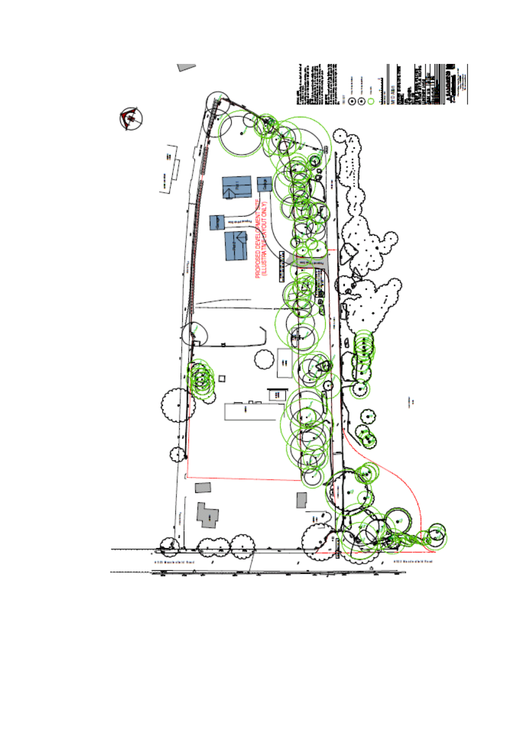PROPOSED DEVELOPMENT SITE
(ILLUSTRATIVE LAYOUT ONLY)

Plot 1

Plot 2

Garage

Garage

Proposed Private Drive

Proposed Private Drive

A523 Macclesfield Road

A523 Macclesfield Road

Mr D Allen